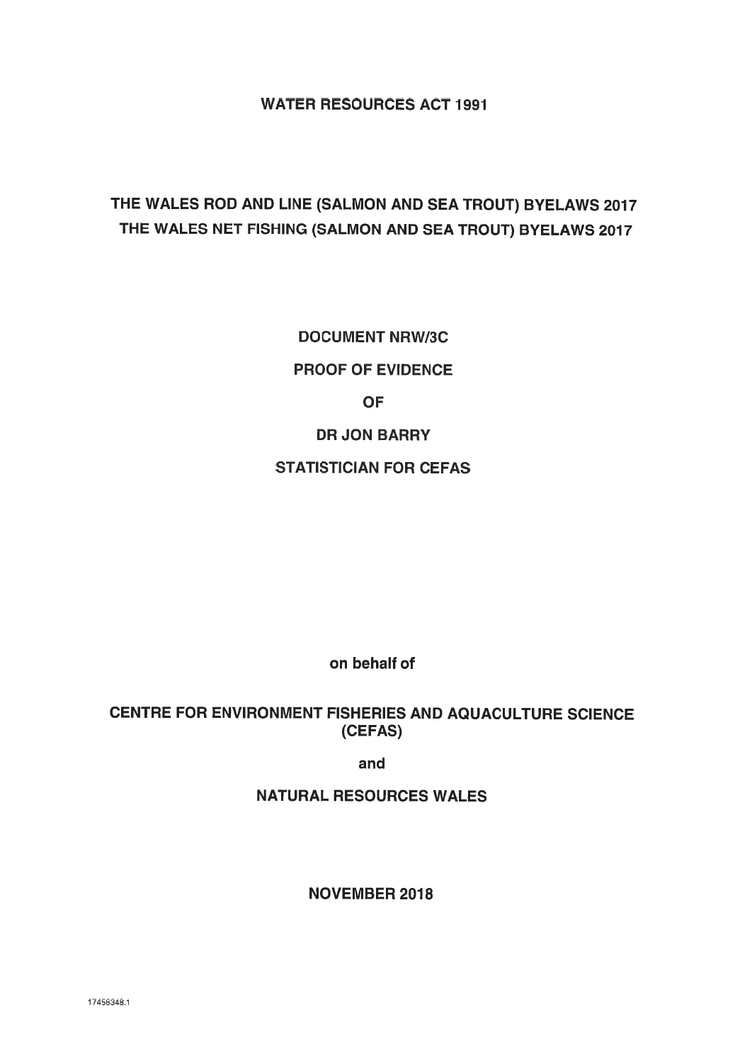**WATER RESOURCES ACT 1991**

# THE WALES ROD AND LINE (SALMON AND SEA TROUT) BYELAWS 2017
# THE WALES NET FISHING (SALMON AND SEA TROUT) BYELAWS 2017

**DOCUMENT NRW/3C**

**PROOF OF EVIDENCE**

**OF**

**DR JON BARRY**

**STATISTICIAN FOR CEFAS**

**on behalf of**

**CENTRE FOR ENVIRONMENT FISHERIES AND AQUACULTURE SCIENCE (CEFAS)**

**and**

**NATURAL RESOURCES WALES**

**NOVEMBER 2018**

17456348.1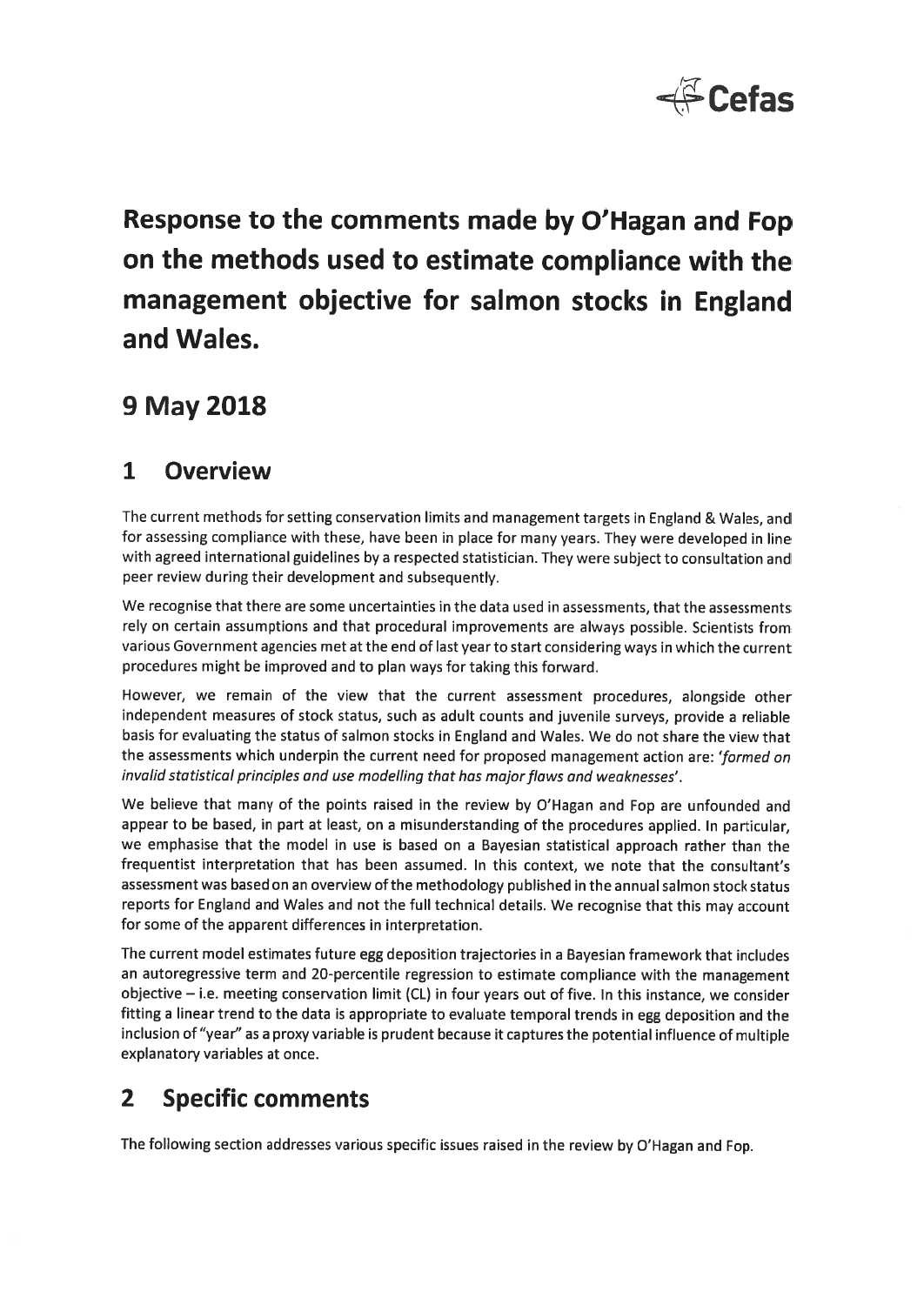# Response to the comments made by O'Hagan and Fop on the methods used to estimate compliance with the management objective for salmon stocks in England and Wales.

## 9 May 2018

## 1 Overview

The current methods for setting conservation limits and management targets in England & Wales, and for assessing compliance with these, have been in place for many years. They were developed in line with agreed international guidelines by a respected statistician. They were subject to consultation and peer review during their development and subsequently.

We recognise that there are some uncertainties in the data used in assessments, that the assessments rely on certain assumptions and that procedural improvements are always possible. Scientists from various Government agencies met at the end of last year to start considering ways in which the current procedures might be improved and to plan ways for taking this forward.

However, we remain of the view that the current assessment procedures, alongside other independent measures of stock status, such as adult counts and juvenile surveys, provide a reliable basis for evaluating the status of salmon stocks in England and Wales. We do not share the view that the assessments which underpin the current need for proposed management action are: '*formed on invalid statistical principles and use modelling that has major flaws and weaknesses*'.

We believe that many of the points raised in the review by O'Hagan and Fop are unfounded and appear to be based, in part at least, on a misunderstanding of the procedures applied. In particular, we emphasise that the model in use is based on a Bayesian statistical approach rather than the frequentist interpretation that has been assumed. In this context, we note that the consultant's assessment was based on an overview of the methodology published in the annual salmon stock status reports for England and Wales and not the full technical details. We recognise that this may account for some of the apparent differences in interpretation.

The current model estimates future egg deposition trajectories in a Bayesian framework that includes an autoregressive term and 20-percentile regression to estimate compliance with the management objective – i.e. meeting conservation limit (CL) in four years out of five. In this instance, we consider fitting a linear trend to the data is appropriate to evaluate temporal trends in egg deposition and the inclusion of "year" as a proxy variable is prudent because it captures the potential influence of multiple explanatory variables at once.

## 2 Specific comments

The following section addresses various specific issues raised in the review by O'Hagan and Fop.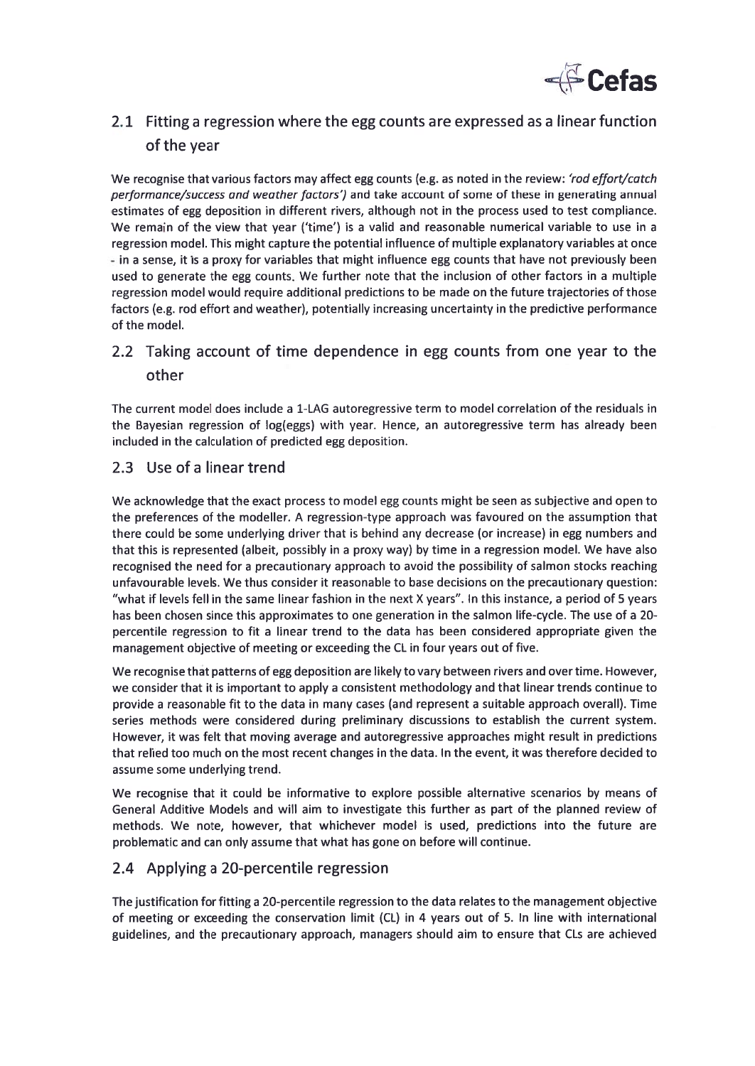## 2.1 Fitting a regression where the egg counts are expressed as a linear function of the year

We recognise that various factors may affect egg counts (e.g. as noted in the review: *'rod effort/catch performance/success and weather factors'*) and take account of some of these in generating annual estimates of egg deposition in different rivers, although not in the process used to test compliance. We remain of the view that year ('time') is a valid and reasonable numerical variable to use in a regression model. This might capture the potential influence of multiple explanatory variables at once - in a sense, it is a proxy for variables that might influence egg counts that have not previously been used to generate the egg counts. We further note that the inclusion of other factors in a multiple regression model would require additional predictions to be made on the future trajectories of those factors (e.g. rod effort and weather), potentially increasing uncertainty in the predictive performance of the model.

## 2.2 Taking account of time dependence in egg counts from one year to the other

The current model does include a 1-LAG autoregressive term to model correlation of the residuals in the Bayesian regression of log(eggs) with year. Hence, an autoregressive term has already been included in the calculation of predicted egg deposition.

## 2.3 Use of a linear trend

We acknowledge that the exact process to model egg counts might be seen as subjective and open to the preferences of the modeller. A regression-type approach was favoured on the assumption that there could be some underlying driver that is behind any decrease (or increase) in egg numbers and that this is represented (albeit, possibly in a proxy way) by time in a regression model. We have also recognised the need for a precautionary approach to avoid the possibility of salmon stocks reaching unfavourable levels. We thus consider it reasonable to base decisions on the precautionary question: "what if levels fell in the same linear fashion in the next X years". In this instance, a period of 5 years has been chosen since this approximates to one generation in the salmon life-cycle. The use of a 20-percentile regression to fit a linear trend to the data has been considered appropriate given the management objective of meeting or exceeding the CL in four years out of five.

We recognise that patterns of egg deposition are likely to vary between rivers and over time. However, we consider that it is important to apply a consistent methodology and that linear trends continue to provide a reasonable fit to the data in many cases (and represent a suitable approach overall). Time series methods were considered during preliminary discussions to establish the current system. However, it was felt that moving average and autoregressive approaches might result in predictions that relied too much on the most recent changes in the data. In the event, it was therefore decided to assume some underlying trend.

We recognise that it could be informative to explore possible alternative scenarios by means of General Additive Models and will aim to investigate this further as part of the planned review of methods. We note, however, that whichever model is used, predictions into the future are problematic and can only assume that what has gone on before will continue.

## 2.4 Applying a 20-percentile regression

The justification for fitting a 20-percentile regression to the data relates to the management objective of meeting or exceeding the conservation limit (CL) in 4 years out of 5. In line with international guidelines, and the precautionary approach, managers should aim to ensure that CLs are achieved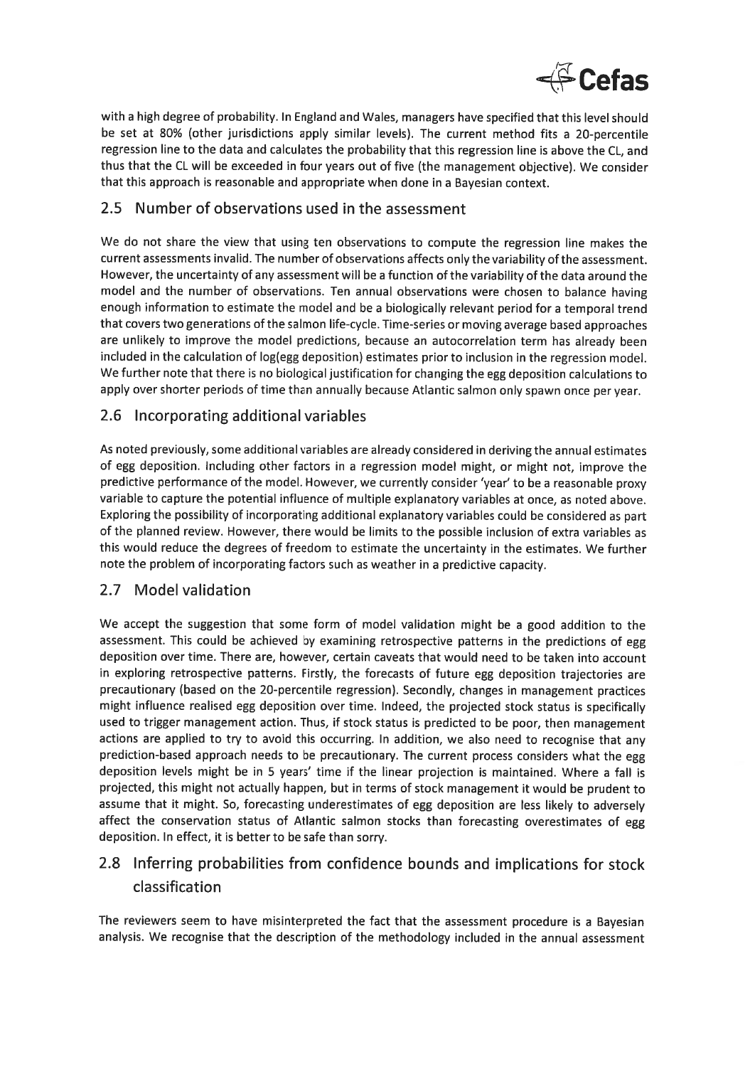with a high degree of probability. In England and Wales, managers have specified that this level should be set at 80% (other jurisdictions apply similar levels). The current method fits a 20-percentile regression line to the data and calculates the probability that this regression line is above the CL, and thus that the CL will be exceeded in four years out of five (the management objective). We consider that this approach is reasonable and appropriate when done in a Bayesian context.

## 2.5 Number of observations used in the assessment

We do not share the view that using ten observations to compute the regression line makes the current assessments invalid. The number of observations affects only the variability of the assessment. However, the uncertainty of any assessment will be a function of the variability of the data around the model and the number of observations. Ten annual observations were chosen to balance having enough information to estimate the model and be a biologically relevant period for a temporal trend that covers two generations of the salmon life-cycle. Time-series or moving average based approaches are unlikely to improve the model predictions, because an autocorrelation term has already been included in the calculation of log(egg deposition) estimates prior to inclusion in the regression model. We further note that there is no biological justification for changing the egg deposition calculations to apply over shorter periods of time than annually because Atlantic salmon only spawn once per year.

## 2.6 Incorporating additional variables

As noted previously, some additional variables are already considered in deriving the annual estimates of egg deposition. Including other factors in a regression model might, or might not, improve the predictive performance of the model. However, we currently consider 'year' to be a reasonable proxy variable to capture the potential influence of multiple explanatory variables at once, as noted above. Exploring the possibility of incorporating additional explanatory variables could be considered as part of the planned review. However, there would be limits to the possible inclusion of extra variables as this would reduce the degrees of freedom to estimate the uncertainty in the estimates. We further note the problem of incorporating factors such as weather in a predictive capacity.

## 2.7 Model validation

We accept the suggestion that some form of model validation might be a good addition to the assessment. This could be achieved by examining retrospective patterns in the predictions of egg deposition over time. There are, however, certain caveats that would need to be taken into account in exploring retrospective patterns. Firstly, the forecasts of future egg deposition trajectories are precautionary (based on the 20-percentile regression). Secondly, changes in management practices might influence realised egg deposition over time. Indeed, the projected stock status is specifically used to trigger management action. Thus, if stock status is predicted to be poor, then management actions are applied to try to avoid this occurring. In addition, we also need to recognise that any prediction-based approach needs to be precautionary. The current process considers what the egg deposition levels might be in 5 years' time if the linear projection is maintained. Where a fall is projected, this might not actually happen, but in terms of stock management it would be prudent to assume that it might. So, forecasting underestimates of egg deposition are less likely to adversely affect the conservation status of Atlantic salmon stocks than forecasting overestimates of egg deposition. In effect, it is better to be safe than sorry.

## 2.8 Inferring probabilities from confidence bounds and implications for stock classification

The reviewers seem to have misinterpreted the fact that the assessment procedure is a Bayesian analysis. We recognise that the description of the methodology included in the annual assessment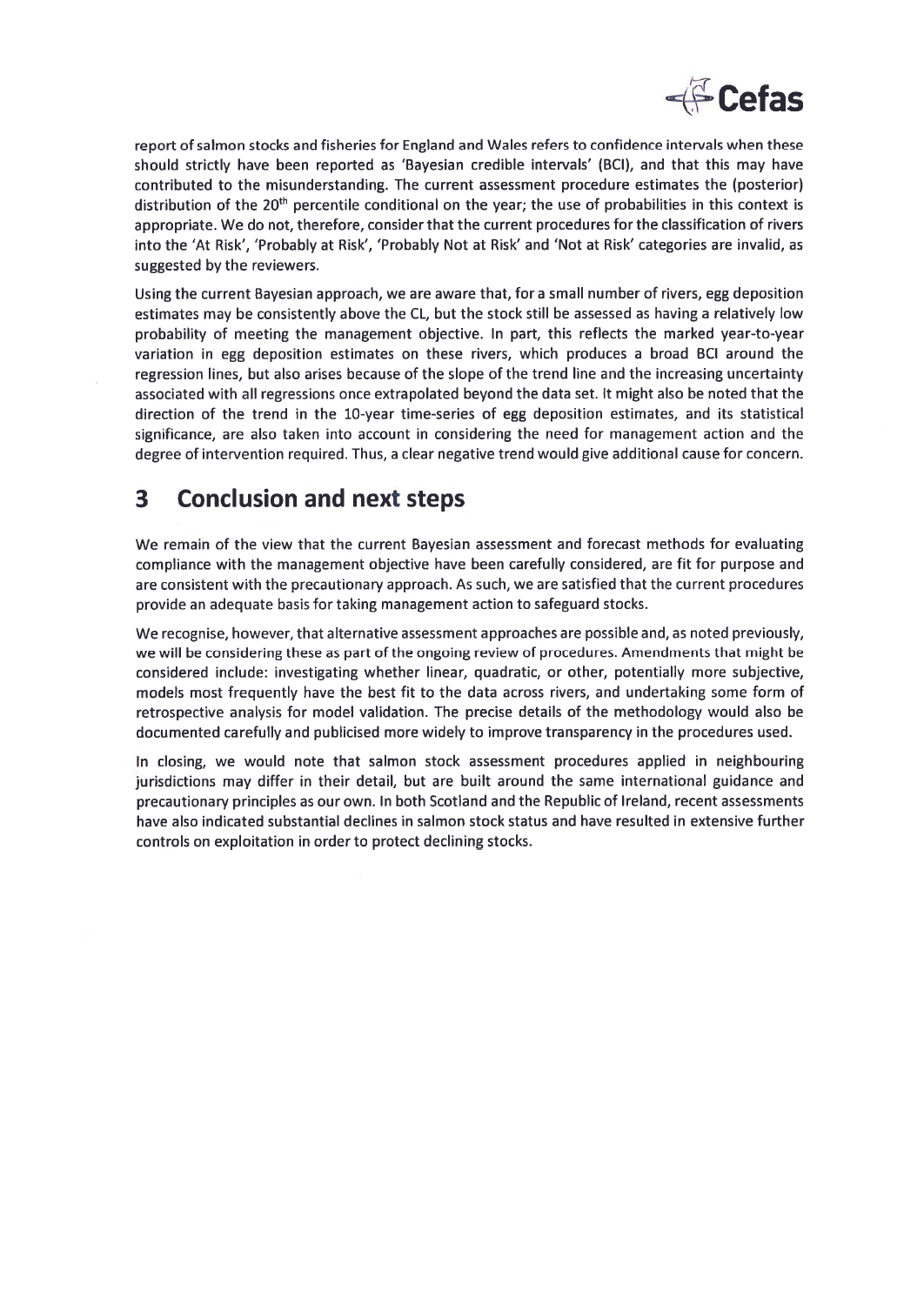report of salmon stocks and fisheries for England and Wales refers to confidence intervals when these should strictly have been reported as 'Bayesian credible intervals' (BCI), and that this may have contributed to the misunderstanding. The current assessment procedure estimates the (posterior) distribution of the 20th percentile conditional on the year; the use of probabilities in this context is appropriate. We do not, therefore, consider that the current procedures for the classification of rivers into the 'At Risk', 'Probably at Risk', 'Probably Not at Risk' and 'Not at Risk' categories are invalid, as suggested by the reviewers.

Using the current Bayesian approach, we are aware that, for a small number of rivers, egg deposition estimates may be consistently above the CL, but the stock still be assessed as having a relatively low probability of meeting the management objective. In part, this reflects the marked year-to-year variation in egg deposition estimates on these rivers, which produces a broad BCI around the regression lines, but also arises because of the slope of the trend line and the increasing uncertainty associated with all regressions once extrapolated beyond the data set. It might also be noted that the direction of the trend in the 10-year time-series of egg deposition estimates, and its statistical significance, are also taken into account in considering the need for management action and the degree of intervention required. Thus, a clear negative trend would give additional cause for concern.

## 3 Conclusion and next steps

We remain of the view that the current Bayesian assessment and forecast methods for evaluating compliance with the management objective have been carefully considered, are fit for purpose and are consistent with the precautionary approach. As such, we are satisfied that the current procedures provide an adequate basis for taking management action to safeguard stocks.

We recognise, however, that alternative assessment approaches are possible and, as noted previously, we will be considering these as part of the ongoing review of procedures. Amendments that might be considered include: investigating whether linear, quadratic, or other, potentially more subjective, models most frequently have the best fit to the data across rivers, and undertaking some form of retrospective analysis for model validation. The precise details of the methodology would also be documented carefully and publicised more widely to improve transparency in the procedures used.

In closing, we would note that salmon stock assessment procedures applied in neighbouring jurisdictions may differ in their detail, but are built around the same international guidance and precautionary principles as our own. In both Scotland and the Republic of Ireland, recent assessments have also indicated substantial declines in salmon stock status and have resulted in extensive further controls on exploitation in order to protect declining stocks.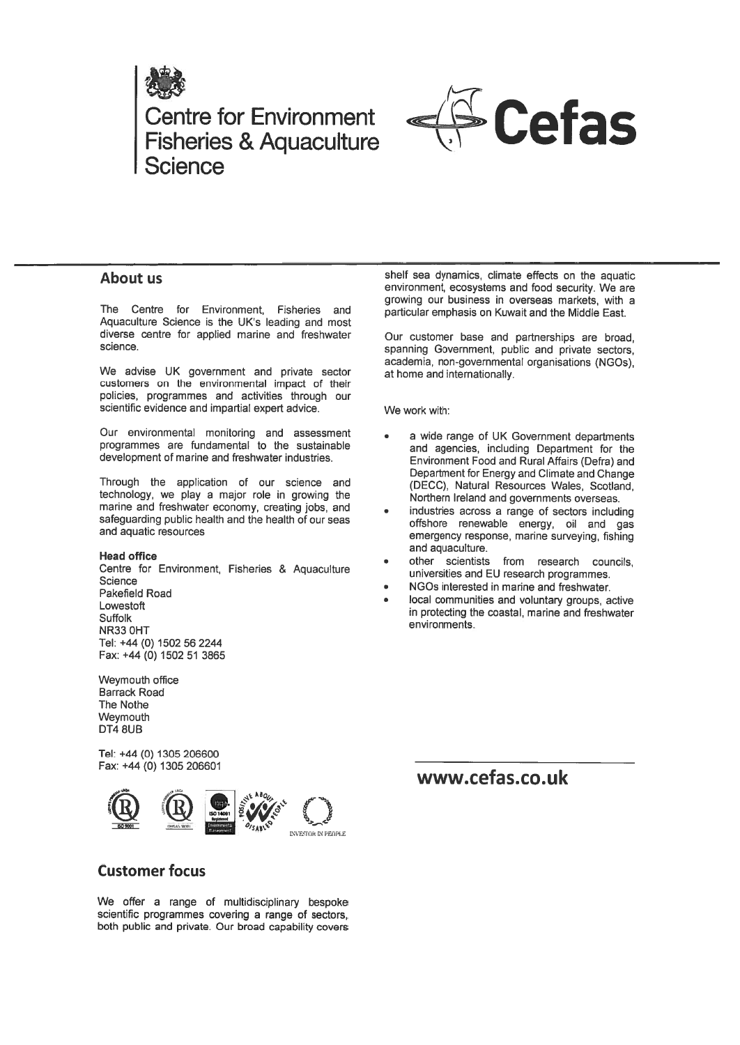Centre for Environment Fisheries & Aquaculture Science

Cefas

## About us

The Centre for Environment, Fisheries and Aquaculture Science is the UK's leading and most diverse centre for applied marine and freshwater science.

We advise UK government and private sector customers on the environmental impact of their policies, programmes and activities through our scientific evidence and impartial expert advice.

Our environmental monitoring and assessment programmes are fundamental to the sustainable development of marine and freshwater industries.

Through the application of our science and technology, we play a major role in growing the marine and freshwater economy, creating jobs, and safeguarding public health and the health of our seas and aquatic resources

**Head office**
Centre for Environment, Fisheries & Aquaculture Science
Pakefield Road
Lowestoft
Suffolk
NR33 0HT
Tel: +44 (0) 1502 56 2244
Fax: +44 (0) 1502 51 3865

Weymouth office
Barrack Road
The Nothe
Weymouth
DT4 8UB

Tel: +44 (0) 1305 206600
Fax: +44 (0) 1305 206601

## Customer focus

We offer a range of multidisciplinary bespoke scientific programmes covering a range of sectors, both public and private. Our broad capability covers shelf sea dynamics, climate effects on the aquatic environment, ecosystems and food security. We are growing our business in overseas markets, with a particular emphasis on Kuwait and the Middle East.

Our customer base and partnerships are broad, spanning Government, public and private sectors, academia, non-governmental organisations (NGOs), at home and internationally.

We work with:

- a wide range of UK Government departments and agencies, including Department for the Environment Food and Rural Affairs (Defra) and Department for Energy and Climate and Change (DECC), Natural Resources Wales, Scotland, Northern Ireland and governments overseas.
- industries across a range of sectors including offshore renewable energy, oil and gas emergency response, marine surveying, fishing and aquaculture.
- other scientists from research councils, universities and EU research programmes.
- NGOs interested in marine and freshwater.
- local communities and voluntary groups, active in protecting the coastal, marine and freshwater environments.

**www.cefas.co.uk**